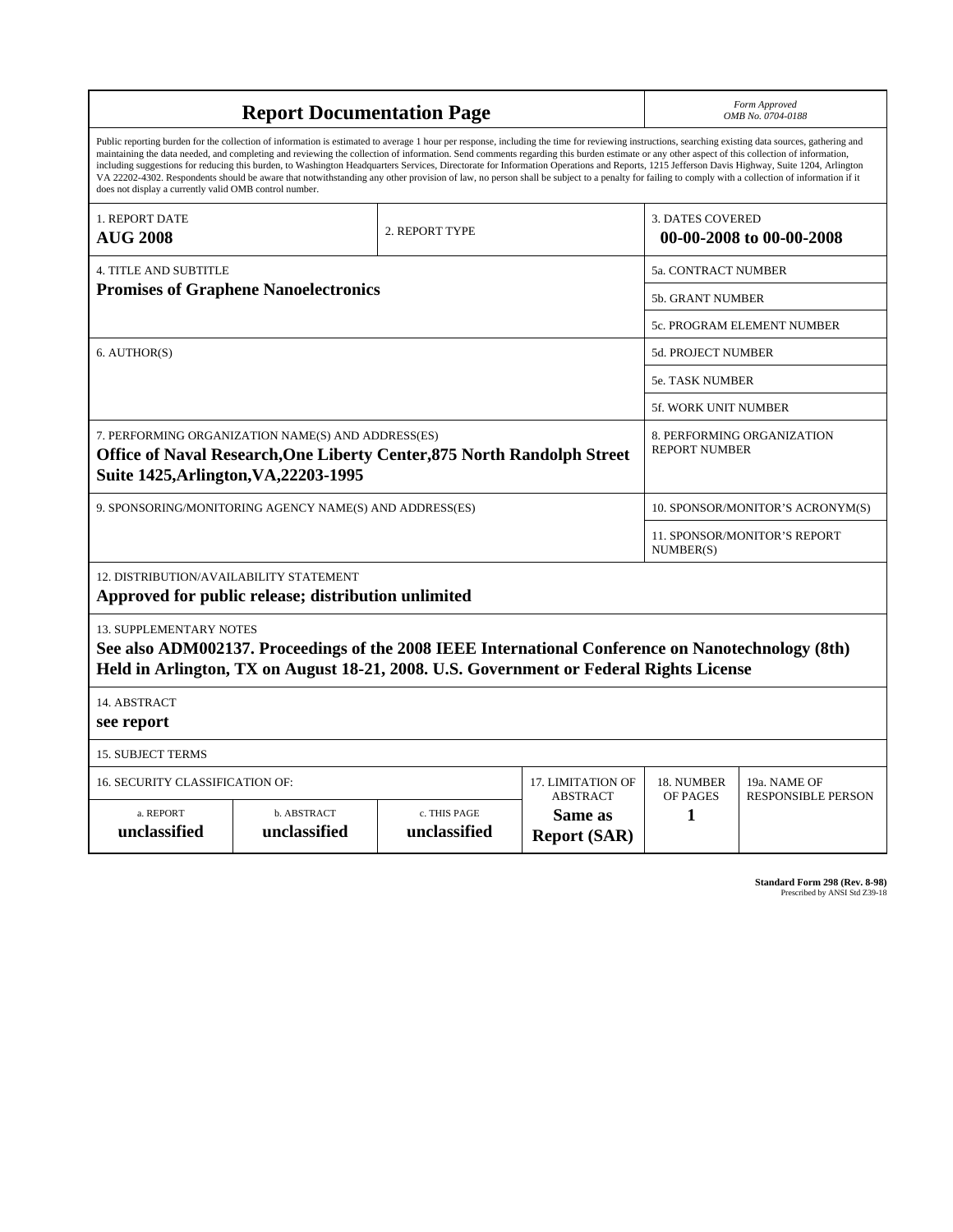# Report Documentation Page

*Form Approved*
*OMB No. 0704-0188*

Public reporting burden for the collection of information is estimated to average 1 hour per response, including the time for reviewing instructions, searching existing data sources, gathering and maintaining the data needed, and completing and reviewing the collection of information. Send comments regarding this burden estimate or any other aspect of this collection of information, including suggestions for reducing this burden, to Washington Headquarters Services, Directorate for Information Operations and Reports, 1215 Jefferson Davis Highway, Suite 1204, Arlington VA 22202-4302. Respondents should be aware that notwithstanding any other provision of law, no person shall be subject to a penalty for failing to comply with a collection of information if it does not display a currently valid OMB control number.

| 1. REPORT DATE | 2. REPORT TYPE | 3. DATES COVERED |
|---|---|---|
| **AUG 2008** | | **00-00-2008 to 00-00-2008** |

| 4. TITLE AND SUBTITLE | |
|---|---|
| **Promises of Graphene Nanoelectronics** | 5a. CONTRACT NUMBER |
| | 5b. GRANT NUMBER |
| | 5c. PROGRAM ELEMENT NUMBER |
| 6. AUTHOR(S) | 5d. PROJECT NUMBER |
| | 5e. TASK NUMBER |
| | 5f. WORK UNIT NUMBER |
| 7. PERFORMING ORGANIZATION NAME(S) AND ADDRESS(ES) **Office of Naval Research,One Liberty Center,875 North Randolph Street Suite 1425,Arlington,VA,22203-1995** | 8. PERFORMING ORGANIZATION REPORT NUMBER |
| 9. SPONSORING/MONITORING AGENCY NAME(S) AND ADDRESS(ES) | 10. SPONSOR/MONITOR'S ACRONYM(S) |
| | 11. SPONSOR/MONITOR'S REPORT NUMBER(S) |

12. DISTRIBUTION/AVAILABILITY STATEMENT
**Approved for public release; distribution unlimited**

13. SUPPLEMENTARY NOTES
**See also ADM002137. Proceedings of the 2008 IEEE International Conference on Nanotechnology (8th) Held in Arlington, TX on August 18-21, 2008. U.S. Government or Federal Rights License**

14. ABSTRACT
**see report**

15. SUBJECT TERMS

| 16. SECURITY CLASSIFICATION OF: | | | 17. LIMITATION OF ABSTRACT | 18. NUMBER OF PAGES | 19a. NAME OF RESPONSIBLE PERSON |
|---|---|---|---|---|---|
| a. REPORT | b. ABSTRACT | c. THIS PAGE | | | |
| **unclassified** | **unclassified** | **unclassified** | **Same as Report (SAR)** | **1** | |

**Standard Form 298 (Rev. 8-98)**
Prescribed by ANSI Std Z39-18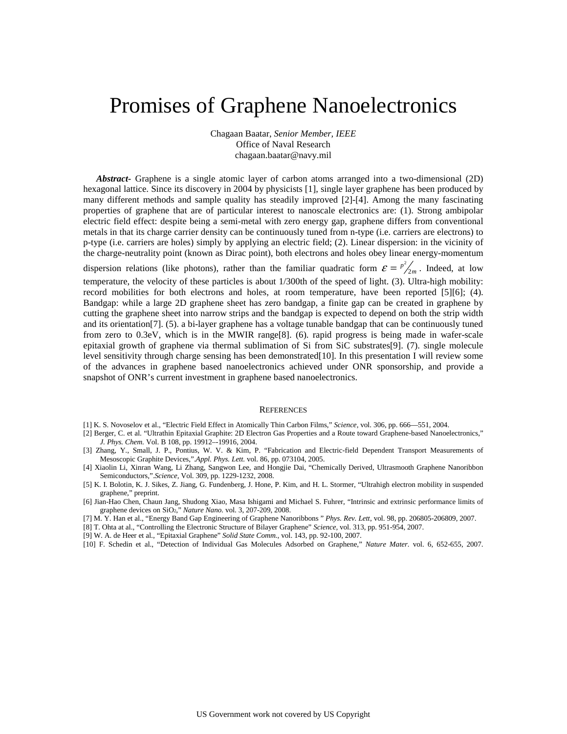# Promises of Graphene Nanoelectronics

Chagaan Baatar, *Senior Member, IEEE*
Office of Naval Research
chagaan.baatar@navy.mil

***Abstract-*** Graphene is a single atomic layer of carbon atoms arranged into a two-dimensional (2D) hexagonal lattice. Since its discovery in 2004 by physicists [1], single layer graphene has been produced by many different methods and sample quality has steadily improved [2]-[4]. Among the many fascinating properties of graphene that are of particular interest to nanoscale electronics are: (1). Strong ambipolar electric field effect: despite being a semi-metal with zero energy gap, graphene differs from conventional metals in that its charge carrier density can be continuously tuned from n-type (i.e. carriers are electrons) to p-type (i.e. carriers are holes) simply by applying an electric field; (2). Linear dispersion: in the vicinity of the charge-neutrality point (known as Dirac point), both electrons and holes obey linear energy-momentum dispersion relations (like photons), rather than the familiar quadratic form $\varepsilon = p^2/2m$. Indeed, at low temperature, the velocity of these particles is about 1/300th of the speed of light. (3). Ultra-high mobility: record mobilities for both electrons and holes, at room temperature, have been reported [5][6]; (4). Bandgap: while a large 2D graphene sheet has zero bandgap, a finite gap can be created in graphene by cutting the graphene sheet into narrow strips and the bandgap is expected to depend on both the strip width and its orientation[7]. (5). a bi-layer graphene has a voltage tunable bandgap that can be continuously tuned from zero to 0.3eV, which is in the MWIR range[8]. (6). rapid progress is being made in wafer-scale epitaxial growth of graphene via thermal sublimation of Si from SiC substrates[9]. (7). single molecule level sensitivity through charge sensing has been demonstrated[10]. In this presentation I will review some of the advances in graphene based nanoelectronics achieved under ONR sponsorship, and provide a snapshot of ONR's current investment in graphene based nanoelectronics.

## References

[1] K. S. Novoselov et al., "Electric Field Effect in Atomically Thin Carbon Films," *Science*, vol. 306, pp. 666—551, 2004.

[2] Berger, C. et al. "Ultrathin Epitaxial Graphite: 2D Electron Gas Properties and a Route toward Graphene-based Nanoelectronics," *J. Phys. Chem.* Vol. B 108, pp. 19912–-19916, 2004.

[3] Zhang, Y., Small, J. P., Pontius, W. V. & Kim, P. "Fabrication and Electric-field Dependent Transport Measurements of Mesoscopic Graphite Devices,".*Appl. Phys. Lett.* vol. 86, pp. 073104, 2005.

[4] Xiaolin Li, Xinran Wang, Li Zhang, Sangwon Lee, and Hongjie Dai, "Chemically Derived, Ultrasmooth Graphene Nanoribbon Semiconductors,".*Science,* Vol. 309, pp. 1229-1232, 2008.

[5] K. I. Bolotin, K. J. Sikes, Z. Jiang, G. Fundenberg, J. Hone, P. Kim, and H. L. Stormer, "Ultrahigh electron mobility in suspended graphene," preprint.

[6] Jian-Hao Chen, Chaun Jang, Shudong Xiao, Masa Ishigami and Michael S. Fuhrer, "Intrinsic and extrinsic performance limits of graphene devices on $SiO_2$," *Nature Nano.* vol. 3, 207-209, 2008.

[7] M. Y. Han et al., "Energy Band Gap Engineering of Graphene Nanoribbons " *Phys. Rev. Lett,* vol. 98, pp. 206805-206809, 2007.

[8] T. Ohta at al., "Controlling the Electronic Structure of Bilayer Graphene" *Science,* vol. 313, pp. 951-954, 2007.

[9] W. A. de Heer et al., "Epitaxial Graphene" *Solid State Comm.,* vol. 143, pp. 92-100, 2007.

[10] F. Schedin et al., "Detection of Individual Gas Molecules Adsorbed on Graphene," *Nature Mater.* vol. 6, 652-655, 2007.

US Government work not covered by US Copyright